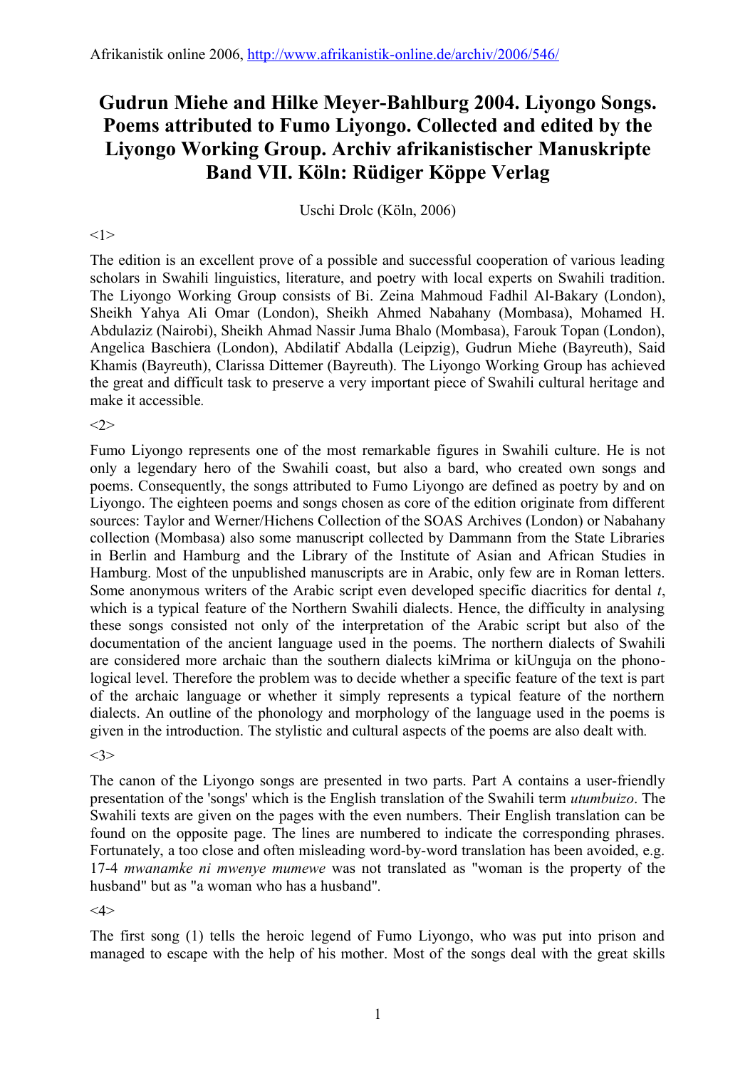Afrikanistik online 2006, http://www.afrikanistik-online.de/archiv/2006/546/

# Gudrun Miehe and Hilke Meyer-Bahlburg 2004. Liyongo Songs. Poems attributed to Fumo Liyongo. Collected and edited by the Liyongo Working Group. Archiv afrikanistischer Manuskripte Band VII. Köln: Rüdiger Köppe Verlag

Uschi Drolc (Köln, 2006)

<1>

The edition is an excellent prove of a possible and successful cooperation of various leading scholars in Swahili linguistics, literature, and poetry with local experts on Swahili tradition. The Liyongo Working Group consists of Bi. Zeina Mahmoud Fadhil Al-Bakary (London), Sheikh Yahya Ali Omar (London), Sheikh Ahmed Nabahany (Mombasa), Mohamed H. Abdulaziz (Nairobi), Sheikh Ahmad Nassir Juma Bhalo (Mombasa), Farouk Topan (London), Angelica Baschiera (London), Abdilatif Abdalla (Leipzig), Gudrun Miehe (Bayreuth), Said Khamis (Bayreuth), Clarissa Dittemer (Bayreuth). The Liyongo Working Group has achieved the great and difficult task to preserve a very important piece of Swahili cultural heritage and make it accessible.

<2>

Fumo Liyongo represents one of the most remarkable figures in Swahili culture. He is not only a legendary hero of the Swahili coast, but also a bard, who created own songs and poems. Consequently, the songs attributed to Fumo Liyongo are defined as poetry by and on Liyongo. The eighteen poems and songs chosen as core of the edition originate from different sources: Taylor and Werner/Hichens Collection of the SOAS Archives (London) or Nabahany collection (Mombasa) also some manuscript collected by Dammann from the State Libraries in Berlin and Hamburg and the Library of the Institute of Asian and African Studies in Hamburg. Most of the unpublished manuscripts are in Arabic, only few are in Roman letters. Some anonymous writers of the Arabic script even developed specific diacritics for dental *t*, which is a typical feature of the Northern Swahili dialects. Hence, the difficulty in analysing these songs consisted not only of the interpretation of the Arabic script but also of the documentation of the ancient language used in the poems. The northern dialects of Swahili are considered more archaic than the southern dialects kiMrima or kiUnguja on the phonological level. Therefore the problem was to decide whether a specific feature of the text is part of the archaic language or whether it simply represents a typical feature of the northern dialects. An outline of the phonology and morphology of the language used in the poems is given in the introduction. The stylistic and cultural aspects of the poems are also dealt with.

<3>

The canon of the Liyongo songs are presented in two parts. Part A contains a user-friendly presentation of the 'songs' which is the English translation of the Swahili term *utumbuizo*. The Swahili texts are given on the pages with the even numbers. Their English translation can be found on the opposite page. The lines are numbered to indicate the corresponding phrases. Fortunately, a too close and often misleading word-by-word translation has been avoided, e.g. 17-4 *mwanamke ni mwenye mumewe* was not translated as "woman is the property of the husband" but as "a woman who has a husband".

<4>

The first song (1) tells the heroic legend of Fumo Liyongo, who was put into prison and managed to escape with the help of his mother. Most of the songs deal with the great skills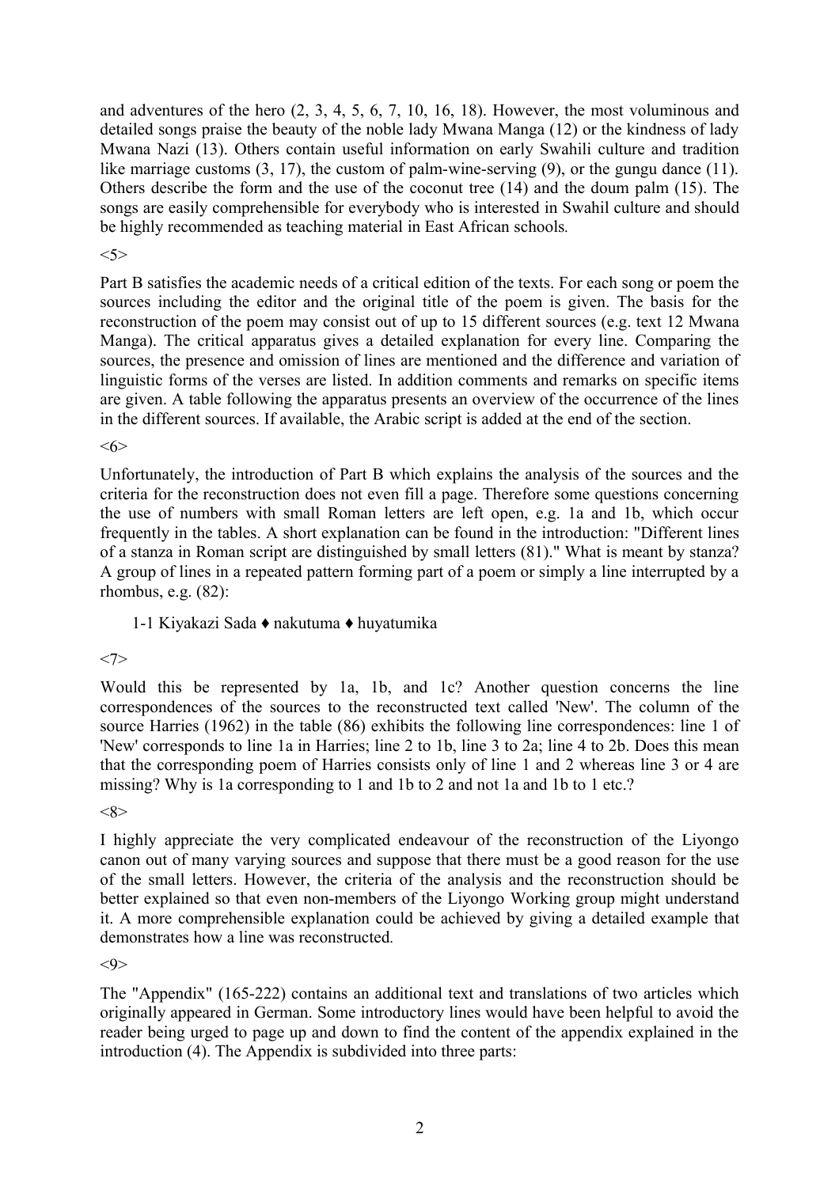and adventures of the hero (2, 3, 4, 5, 6, 7, 10, 16, 18). However, the most voluminous and detailed songs praise the beauty of the noble lady Mwana Manga (12) or the kindness of lady Mwana Nazi (13). Others contain useful information on early Swahili culture and tradition like marriage customs (3, 17), the custom of palm-wine-serving (9), or the gungu dance (11). Others describe the form and the use of the coconut tree (14) and the doum palm (15). The songs are easily comprehensible for everybody who is interested in Swahil culture and should be highly recommended as teaching material in East African schools.

<5>

Part B satisfies the academic needs of a critical edition of the texts. For each song or poem the sources including the editor and the original title of the poem is given. The basis for the reconstruction of the poem may consist out of up to 15 different sources (e.g. text 12 Mwana Manga). The critical apparatus gives a detailed explanation for every line. Comparing the sources, the presence and omission of lines are mentioned and the difference and variation of linguistic forms of the verses are listed. In addition comments and remarks on specific items are given. A table following the apparatus presents an overview of the occurrence of the lines in the different sources. If available, the Arabic script is added at the end of the section.

<6>

Unfortunately, the introduction of Part B which explains the analysis of the sources and the criteria for the reconstruction does not even fill a page. Therefore some questions concerning the use of numbers with small Roman letters are left open, e.g. 1a and 1b, which occur frequently in the tables. A short explanation can be found in the introduction: "Different lines of a stanza in Roman script are distinguished by small letters (81)." What is meant by stanza? A group of lines in a repeated pattern forming part of a poem or simply a line interrupted by a rhombus, e.g. (82):

1-1 Kiyakazi Sada ♦ nakutuma ♦ huyatumika

<7>

Would this be represented by 1a, 1b, and 1c? Another question concerns the line correspondences of the sources to the reconstructed text called 'New'. The column of the source Harries (1962) in the table (86) exhibits the following line correspondences: line 1 of 'New' corresponds to line 1a in Harries; line 2 to 1b, line 3 to 2a; line 4 to 2b. Does this mean that the corresponding poem of Harries consists only of line 1 and 2 whereas line 3 or 4 are missing? Why is 1a corresponding to 1 and 1b to 2 and not 1a and 1b to 1 etc.?

<8>

I highly appreciate the very complicated endeavour of the reconstruction of the Liyongo canon out of many varying sources and suppose that there must be a good reason for the use of the small letters. However, the criteria of the analysis and the reconstruction should be better explained so that even non-members of the Liyongo Working group might understand it. A more comprehensible explanation could be achieved by giving a detailed example that demonstrates how a line was reconstructed.

<9>

The "Appendix" (165-222) contains an additional text and translations of two articles which originally appeared in German. Some introductory lines would have been helpful to avoid the reader being urged to page up and down to find the content of the appendix explained in the introduction (4). The Appendix is subdivided into three parts: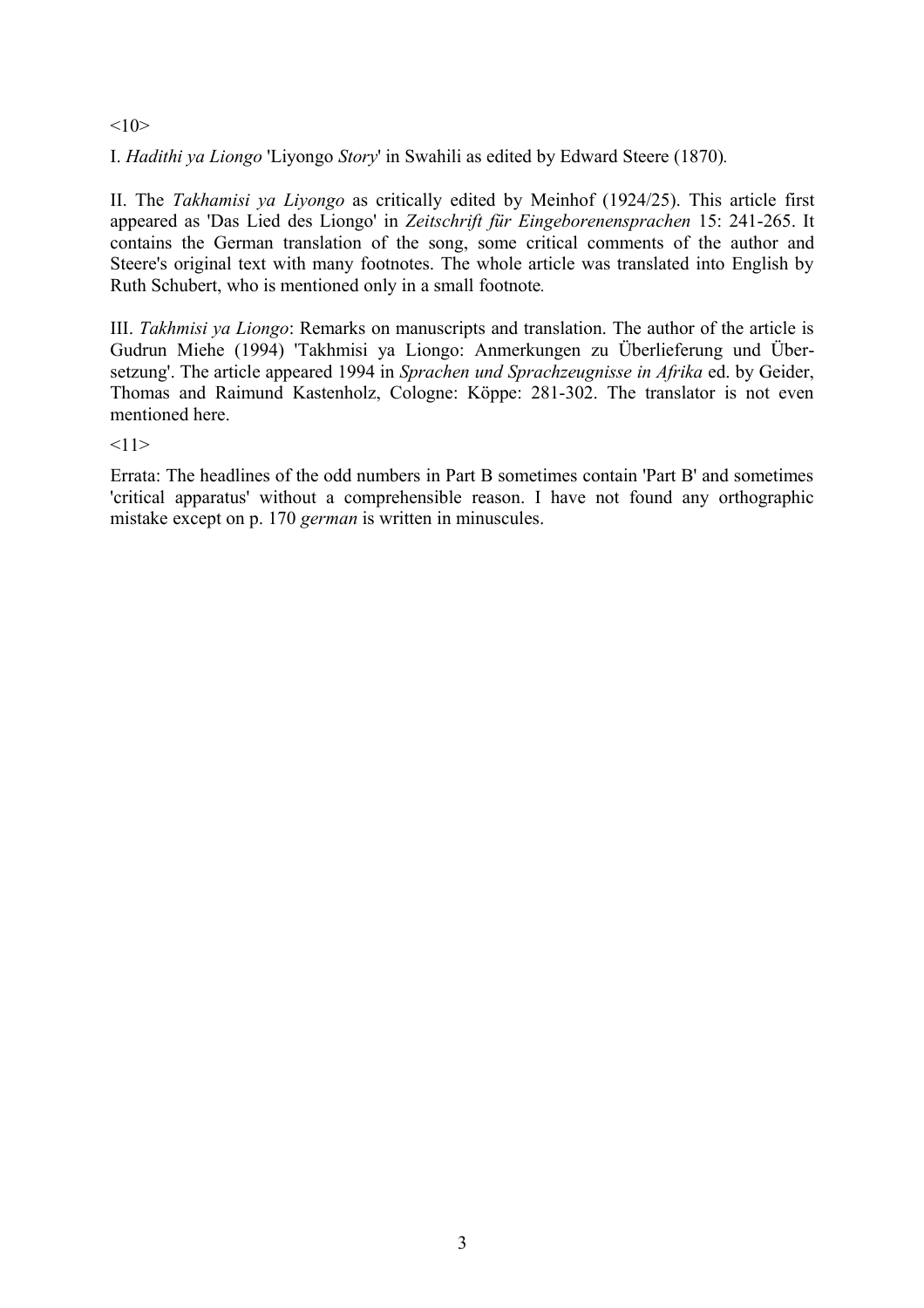<10>

I. *Hadithi ya Liongo* 'Liyongo *Story*' in Swahili as edited by Edward Steere (1870).

II. The *Takhamisi ya Liyongo* as critically edited by Meinhof (1924/25). This article first appeared as 'Das Lied des Liongo' in *Zeitschrift für Eingeborenensprachen* 15: 241-265. It contains the German translation of the song, some critical comments of the author and Steere's original text with many footnotes. The whole article was translated into English by Ruth Schubert, who is mentioned only in a small footnote.

III. *Takhmisi ya Liongo*: Remarks on manuscripts and translation. The author of the article is Gudrun Miehe (1994) 'Takhmisi ya Liongo: Anmerkungen zu Überlieferung und Übersetzung'. The article appeared 1994 in *Sprachen und Sprachzeugnisse in Afrika* ed. by Geider, Thomas and Raimund Kastenholz, Cologne: Köppe: 281-302. The translator is not even mentioned here.

<11>

Errata: The headlines of the odd numbers in Part B sometimes contain 'Part B' and sometimes 'critical apparatus' without a comprehensible reason. I have not found any orthographic mistake except on p. 170 *german* is written in minuscules.